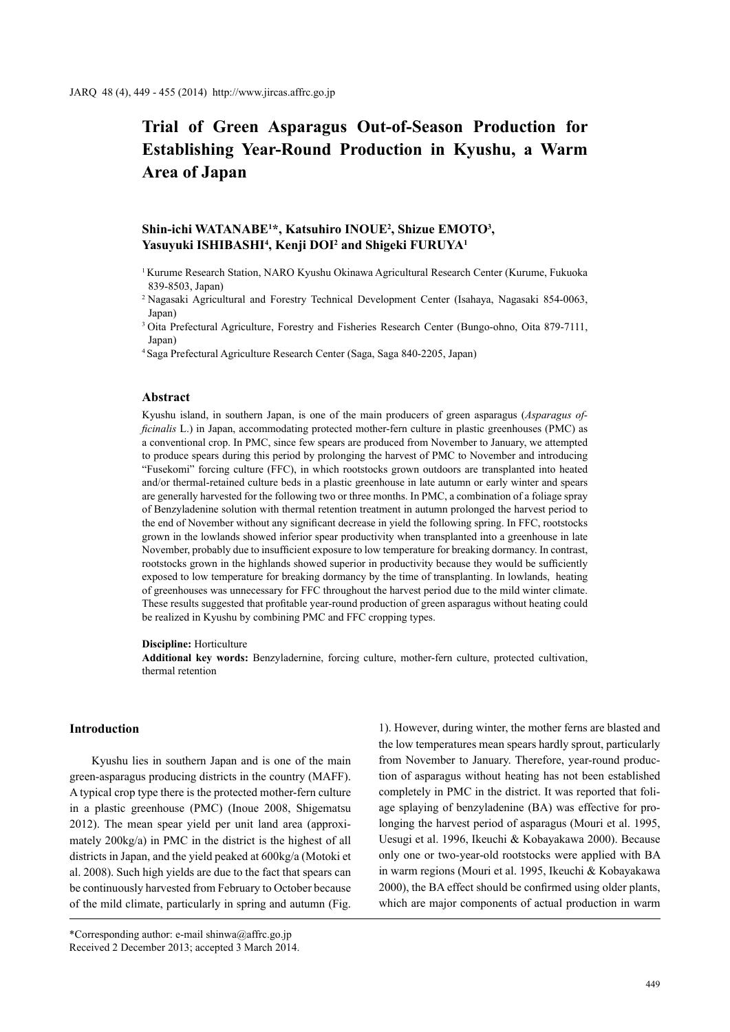# Trial of Green Asparagus Out-of-Season Production for Establishing Year-Round Production in Kyushu, a Warm Area of Japan

**Shin-ichi WATANABE[1]\*, Katsuhiro INOUE[2], Shizue EMOTO[3], Yasuyuki ISHIBASHI[4], Kenji DOI[2] and Shigeki FURUYA[1]**

[1] Kurume Research Station, NARO Kyushu Okinawa Agricultural Research Center (Kurume, Fukuoka 839-8503, Japan)

[2] Nagasaki Agricultural and Forestry Technical Development Center (Isahaya, Nagasaki 854-0063, Japan)

[3] Oita Prefectural Agriculture, Forestry and Fisheries Research Center (Bungo-ohno, Oita 879-7111, Japan)

[4] Saga Prefectural Agriculture Research Center (Saga, Saga 840-2205, Japan)

## Abstract

Kyushu island, in southern Japan, is one of the main producers of green asparagus (*Asparagus officinalis* L.) in Japan, accommodating protected mother-fern culture in plastic greenhouses (PMC) as a conventional crop. In PMC, since few spears are produced from November to January, we attempted to produce spears during this period by prolonging the harvest of PMC to November and introducing "Fusekomi" forcing culture (FFC), in which rootstocks grown outdoors are transplanted into heated and/or thermal-retained culture beds in a plastic greenhouse in late autumn or early winter and spears are generally harvested for the following two or three months. In PMC, a combination of a foliage spray of Benzyladenine solution with thermal retention treatment in autumn prolonged the harvest period to the end of November without any significant decrease in yield the following spring. In FFC, rootstocks grown in the lowlands showed inferior spear productivity when transplanted into a greenhouse in late November, probably due to insufficient exposure to low temperature for breaking dormancy. In contrast, rootstocks grown in the highlands showed superior in productivity because they would be sufficiently exposed to low temperature for breaking dormancy by the time of transplanting. In lowlands, heating of greenhouses was unnecessary for FFC throughout the harvest period due to the mild winter climate. These results suggested that profitable year-round production of green asparagus without heating could be realized in Kyushu by combining PMC and FFC cropping types.

**Discipline:** Horticulture

**Additional key words:** Benzyladernine, forcing culture, mother-fern culture, protected cultivation, thermal retention

## Introduction

Kyushu lies in southern Japan and is one of the main green-asparagus producing districts in the country (MAFF). A typical crop type there is the protected mother-fern culture in a plastic greenhouse (PMC) (Inoue 2008, Shigematsu 2012). The mean spear yield per unit land area (approximately 200kg/a) in PMC in the district is the highest of all districts in Japan, and the yield peaked at 600kg/a (Motoki et al. 2008). Such high yields are due to the fact that spears can be continuously harvested from February to October because of the mild climate, particularly in spring and autumn (Fig. 1). However, during winter, the mother ferns are blasted and the low temperatures mean spears hardly sprout, particularly from November to January. Therefore, year-round production of asparagus without heating has not been established completely in PMC in the district. It was reported that foliage splaying of benzyladenine (BA) was effective for prolonging the harvest period of asparagus (Mouri et al. 1995, Uesugi et al. 1996, Ikeuchi & Kobayakawa 2000). Because only one or two-year-old rootstocks were applied with BA in warm regions (Mouri et al. 1995, Ikeuchi & Kobayakawa 2000), the BA effect should be confirmed using older plants, which are major components of actual production in warm

\*Corresponding author: e-mail shinwa@affrc.go.jp

Received 2 December 2013; accepted 3 March 2014.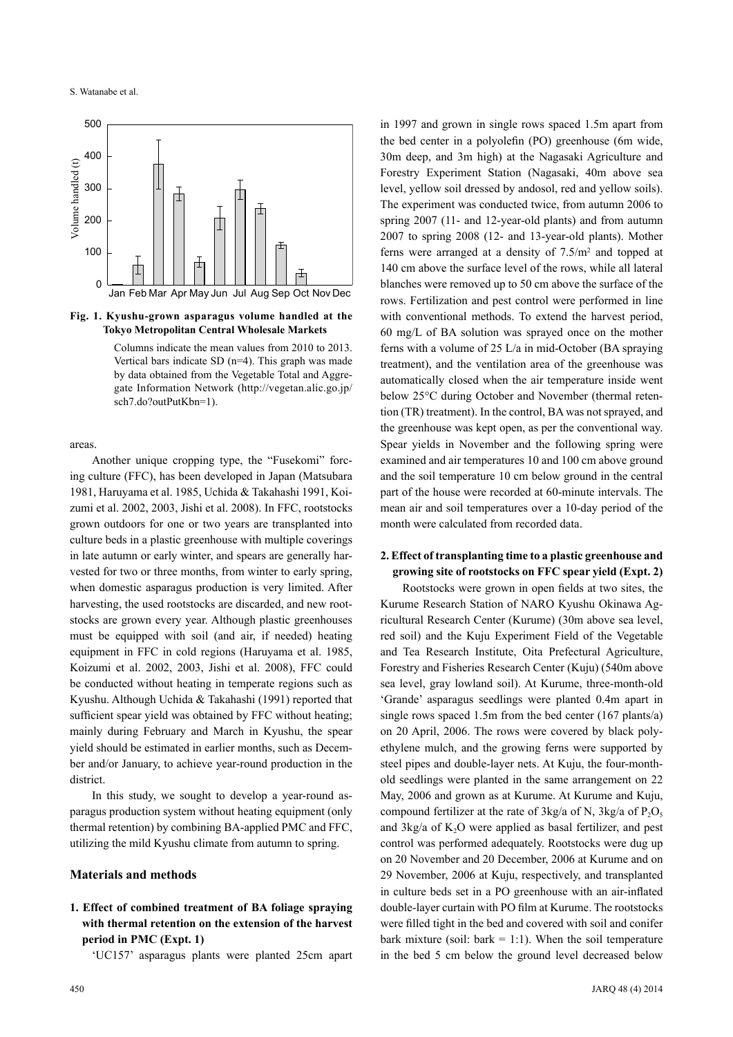**Fig. 1. Kyushu-grown asparagus volume handled at the Tokyo Metropolitan Central Wholesale Markets**

Columns indicate the mean values from 2010 to 2013. Vertical bars indicate SD (n=4). This graph was made by data obtained from the Vegetable Total and Aggregate Information Network (http://vegetan.alic.go.jp/sch7.do?outPutKbn=1).

areas.

Another unique cropping type, the "Fusekomi" forcing culture (FFC), has been developed in Japan (Matsubara 1981, Haruyama et al. 1985, Uchida & Takahashi 1991, Koizumi et al. 2002, 2003, Jishi et al. 2008). In FFC, rootstocks grown outdoors for one or two years are transplanted into culture beds in a plastic greenhouse with multiple coverings in late autumn or early winter, and spears are generally harvested for two or three months, from winter to early spring, when domestic asparagus production is very limited. After harvesting, the used rootstocks are discarded, and new rootstocks are grown every year. Although plastic greenhouses must be equipped with soil (and air, if needed) heating equipment in FFC in cold regions (Haruyama et al. 1985, Koizumi et al. 2002, 2003, Jishi et al. 2008), FFC could be conducted without heating in temperate regions such as Kyushu. Although Uchida & Takahashi (1991) reported that sufficient spear yield was obtained by FFC without heating; mainly during February and March in Kyushu, the spear yield should be estimated in earlier months, such as December and/or January, to achieve year-round production in the district.

In this study, we sought to develop a year-round asparagus production system without heating equipment (only thermal retention) by combining BA-applied PMC and FFC, utilizing the mild Kyushu climate from autumn to spring.

## Materials and methods

### 1. Effect of combined treatment of BA foliage spraying with thermal retention on the extension of the harvest period in PMC (Expt. 1)

'UC157' asparagus plants were planted 25cm apart in 1997 and grown in single rows spaced 1.5m apart from the bed center in a polyolefin (PO) greenhouse (6m wide, 30m deep, and 3m high) at the Nagasaki Agriculture and Forestry Experiment Station (Nagasaki, 40m above sea level, yellow soil dressed by andosol, red and yellow soils). The experiment was conducted twice, from autumn 2006 to spring 2007 (11- and 12-year-old plants) and from autumn 2007 to spring 2008 (12- and 13-year-old plants). Mother ferns were arranged at a density of 7.5/m$^2$ and topped at 140 cm above the surface level of the rows, while all lateral blanches were removed up to 50 cm above the surface of the rows. Fertilization and pest control were performed in line with conventional methods. To extend the harvest period, 60 mg/L of BA solution was sprayed once on the mother ferns with a volume of 25 L/a in mid-October (BA spraying treatment), and the ventilation area of the greenhouse was automatically closed when the air temperature inside went below 25°C during October and November (thermal retention (TR) treatment). In the control, BA was not sprayed, and the greenhouse was kept open, as per the conventional way. Spear yields in November and the following spring were examined and air temperatures 10 and 100 cm above ground and the soil temperature 10 cm below ground in the central part of the house were recorded at 60-minute intervals. The mean air and soil temperatures over a 10-day period of the month were calculated from recorded data.

### 2. Effect of transplanting time to a plastic greenhouse and growing site of rootstocks on FFC spear yield (Expt. 2)

Rootstocks were grown in open fields at two sites, the Kurume Research Station of NARO Kyushu Okinawa Agricultural Research Center (Kurume) (30m above sea level, red soil) and the Kuju Experiment Field of the Vegetable and Tea Research Institute, Oita Prefectural Agriculture, Forestry and Fisheries Research Center (Kuju) (540m above sea level, gray lowland soil). At Kurume, three-month-old 'Grande' asparagus seedlings were planted 0.4m apart in single rows spaced 1.5m from the bed center (167 plants/a) on 20 April, 2006. The rows were covered by black polyethylene mulch, and the growing ferns were supported by steel pipes and double-layer nets. At Kuju, the four-month-old seedlings were planted in the same arrangement on 22 May, 2006 and grown as at Kurume. At Kurume and Kuju, compound fertilizer at the rate of 3kg/a of N, 3kg/a of $P_2O_5$ and 3kg/a of $K_2O$ were applied as basal fertilizer, and pest control was performed adequately. Rootstocks were dug up on 20 November and 20 December, 2006 at Kurume and on 29 November, 2006 at Kuju, respectively, and transplanted in culture beds set in a PO greenhouse with an air-inflated double-layer curtain with PO film at Kurume. The rootstocks were filled tight in the bed and covered with soil and conifer bark mixture (soil: bark = 1:1). When the soil temperature in the bed 5 cm below the ground level decreased below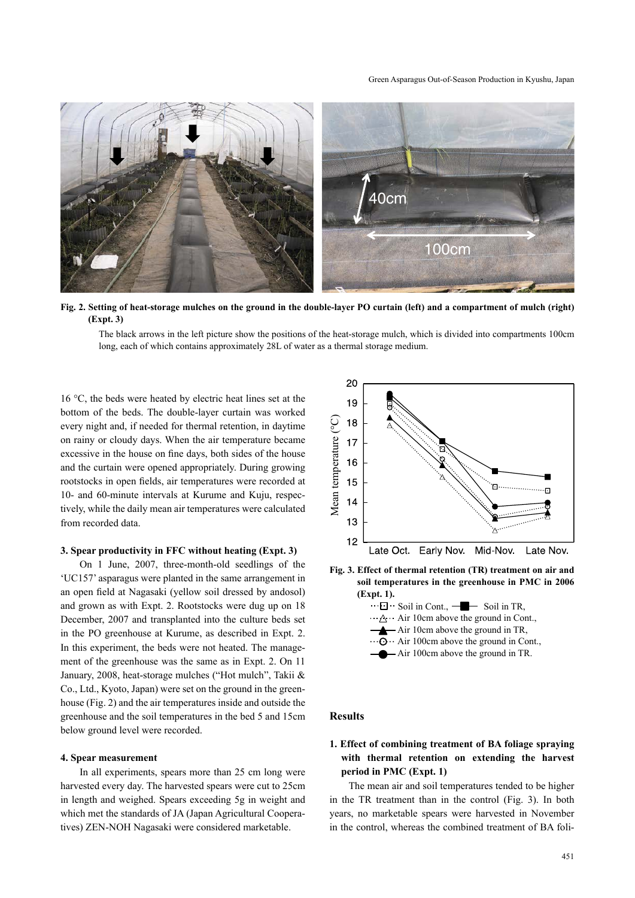**Fig. 2. Setting of heat-storage mulches on the ground in the double-layer PO curtain (left) and a compartment of mulch (right) (Expt. 3)**

The black arrows in the left picture show the positions of the heat-storage mulch, which is divided into compartments 100cm long, each of which contains approximately 28L of water as a thermal storage medium.

16 °C, the beds were heated by electric heat lines set at the bottom of the beds. The double-layer curtain was worked every night and, if needed for thermal retention, in daytime on rainy or cloudy days. When the air temperature became excessive in the house on fine days, both sides of the house and the curtain were opened appropriately. During growing rootstocks in open fields, air temperatures were recorded at 10- and 60-minute intervals at Kurume and Kuju, respectively, while the daily mean air temperatures were calculated from recorded data.

### 3. Spear productivity in FFC without heating (Expt. 3)

On 1 June, 2007, three-month-old seedlings of the 'UC157' asparagus were planted in the same arrangement in an open field at Nagasaki (yellow soil dressed by andosol) and grown as with Expt. 2. Rootstocks were dug up on 18 December, 2007 and transplanted into the culture beds set in the PO greenhouse at Kurume, as described in Expt. 2. In this experiment, the beds were not heated. The management of the greenhouse was the same as in Expt. 2. On 11 January, 2008, heat-storage mulches ("Hot mulch", Takii & Co., Ltd., Kyoto, Japan) were set on the ground in the greenhouse (Fig. 2) and the air temperatures inside and outside the greenhouse and the soil temperatures in the bed 5 and 15cm below ground level were recorded.

### 4. Spear measurement

In all experiments, spears more than 25 cm long were harvested every day. The harvested spears were cut to 25cm in length and weighed. Spears exceeding 5g in weight and which met the standards of JA (Japan Agricultural Cooperatives) ZEN-NOH Nagasaki were considered marketable.

**Fig. 3. Effect of thermal retention (TR) treatment on air and soil temperatures in the greenhouse in PMC in 2006 (Expt. 1).**

Soil in Cont., Soil in TR, Air 10cm above the ground in Cont., Air 10cm above the ground in TR, Air 100cm above the ground in Cont., Air 100cm above the ground in TR.

## Results

### 1. Effect of combining treatment of BA foliage spraying with thermal retention on extending the harvest period in PMC (Expt. 1)

The mean air and soil temperatures tended to be higher in the TR treatment than in the control (Fig. 3). In both years, no marketable spears were harvested in November in the control, whereas the combined treatment of BA foli-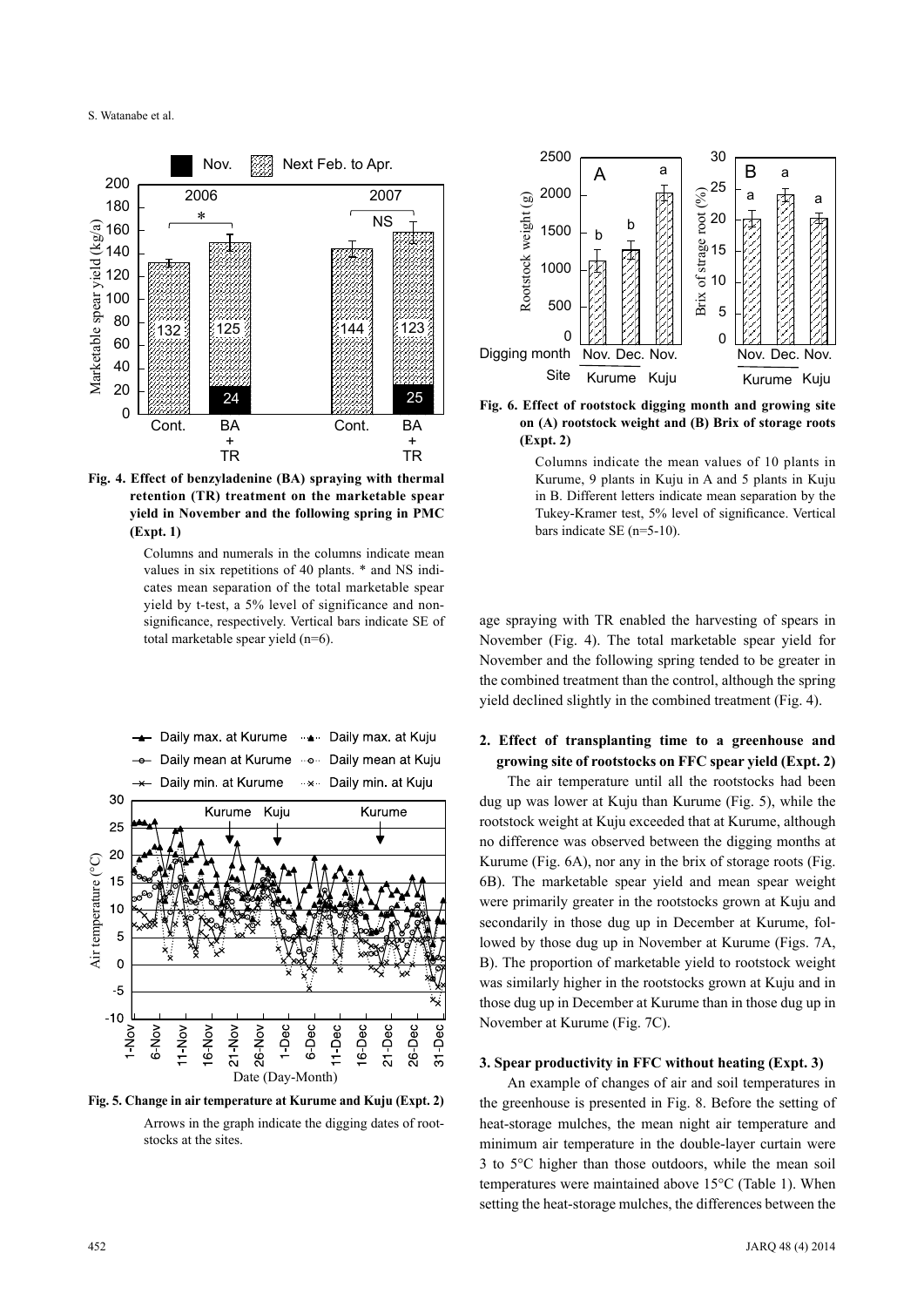**Fig. 4. Effect of benzyladenine (BA) spraying with thermal retention (TR) treatment on the marketable spear yield in November and the following spring in PMC (Expt. 1)**

Columns and numerals in the columns indicate mean values in six repetitions of 40 plants. * and NS indicates mean separation of the total marketable spear yield by t-test, a 5% level of significance and non-significance, respectively. Vertical bars indicate SE of total marketable spear yield (n=6).

**Fig. 5. Change in air temperature at Kurume and Kuju (Expt. 2)**

Arrows in the graph indicate the digging dates of rootstocks at the sites.

**Fig. 6. Effect of rootstock digging month and growing site on (A) rootstock weight and (B) Brix of storage roots (Expt. 2)**

Columns indicate the mean values of 10 plants in Kurume, 9 plants in Kuju in A and 5 plants in Kuju in B. Different letters indicate mean separation by the Tukey-Kramer test, 5% level of significance. Vertical bars indicate SE (n=5-10).

age spraying with TR enabled the harvesting of spears in November (Fig. 4). The total marketable spear yield for November and the following spring tended to be greater in the combined treatment than the control, although the spring yield declined slightly in the combined treatment (Fig. 4).

### 2. Effect of transplanting time to a greenhouse and growing site of rootstocks on FFC spear yield (Expt. 2)

The air temperature until all the rootstocks had been dug up was lower at Kuju than Kurume (Fig. 5), while the rootstock weight at Kuju exceeded that at Kurume, although no difference was observed between the digging months at Kurume (Fig. 6A), nor any in the brix of storage roots (Fig. 6B). The marketable spear yield and mean spear weight were primarily greater in the rootstocks grown at Kuju and secondarily in those dug up in December at Kurume, followed by those dug up in November at Kurume (Figs. 7A, B). The proportion of marketable yield to rootstock weight was similarly higher in the rootstocks grown at Kuju and in those dug up in December at Kurume than in those dug up in November at Kurume (Fig. 7C).

### 3. Spear productivity in FFC without heating (Expt. 3)

An example of changes of air and soil temperatures in the greenhouse is presented in Fig. 8. Before the setting of heat-storage mulches, the mean night air temperature and minimum air temperature in the double-layer curtain were 3 to 5°C higher than those outdoors, while the mean soil temperatures were maintained above 15°C (Table 1). When setting the heat-storage mulches, the differences between the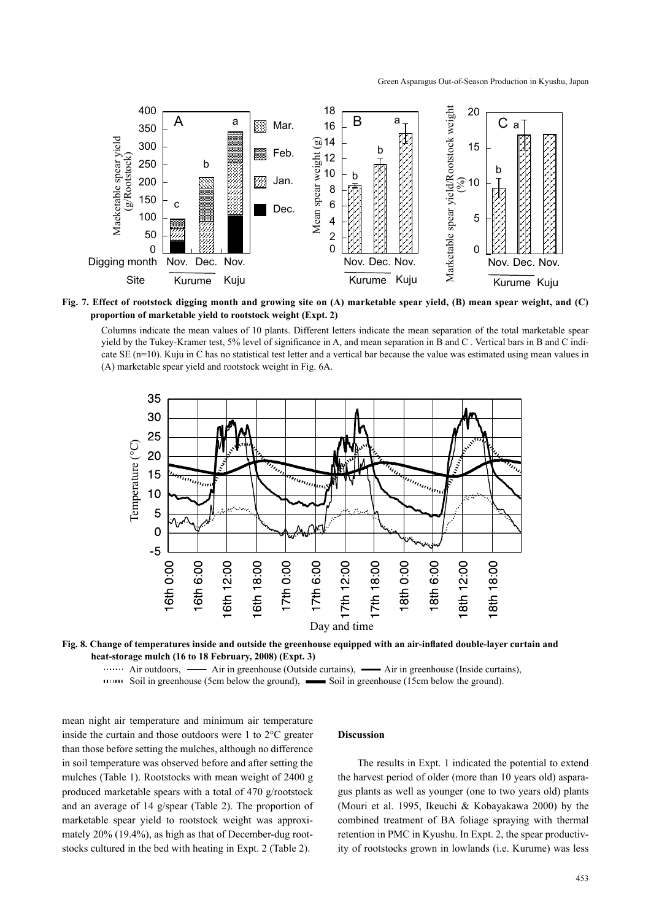**Fig. 7. Effect of rootstock digging month and growing site on (A) marketable spear yield, (B) mean spear weight, and (C) proportion of marketable yield to rootstock weight (Expt. 2)**

Columns indicate the mean values of 10 plants. Different letters indicate the mean separation of the total marketable spear yield by the Tukey-Kramer test, 5% level of significance in A, and mean separation in B and C . Vertical bars in B and C indicate SE (n=10). Kuju in C has no statistical test letter and a vertical bar because the value was estimated using mean values in (A) marketable spear yield and rootstock weight in Fig. 6A.

**Fig. 8. Change of temperatures inside and outside the greenhouse equipped with an air-inflated double-layer curtain and heat-storage mulch (16 to 18 February, 2008) (Expt. 3)**

Air outdoors, —— Air in greenhouse (Outside curtains), —— Air in greenhouse (Inside curtains), Soil in greenhouse (5cm below the ground), —— Soil in greenhouse (15cm below the ground).

mean night air temperature and minimum air temperature inside the curtain and those outdoors were 1 to 2°C greater than those before setting the mulches, although no difference in soil temperature was observed before and after setting the mulches (Table 1). Rootstocks with mean weight of 2400 g produced marketable spears with a total of 470 g/rootstock and an average of 14 g/spear (Table 2). The proportion of marketable spear yield to rootstock weight was approximately 20% (19.4%), as high as that of December-dug rootstocks cultured in the bed with heating in Expt. 2 (Table 2).

## Discussion

The results in Expt. 1 indicated the potential to extend the harvest period of older (more than 10 years old) asparagus plants as well as younger (one to two years old) plants (Mouri et al. 1995, Ikeuchi & Kobayakawa 2000) by the combined treatment of BA foliage spraying with thermal retention in PMC in Kyushu. In Expt. 2, the spear productivity of rootstocks grown in lowlands (i.e. Kurume) was less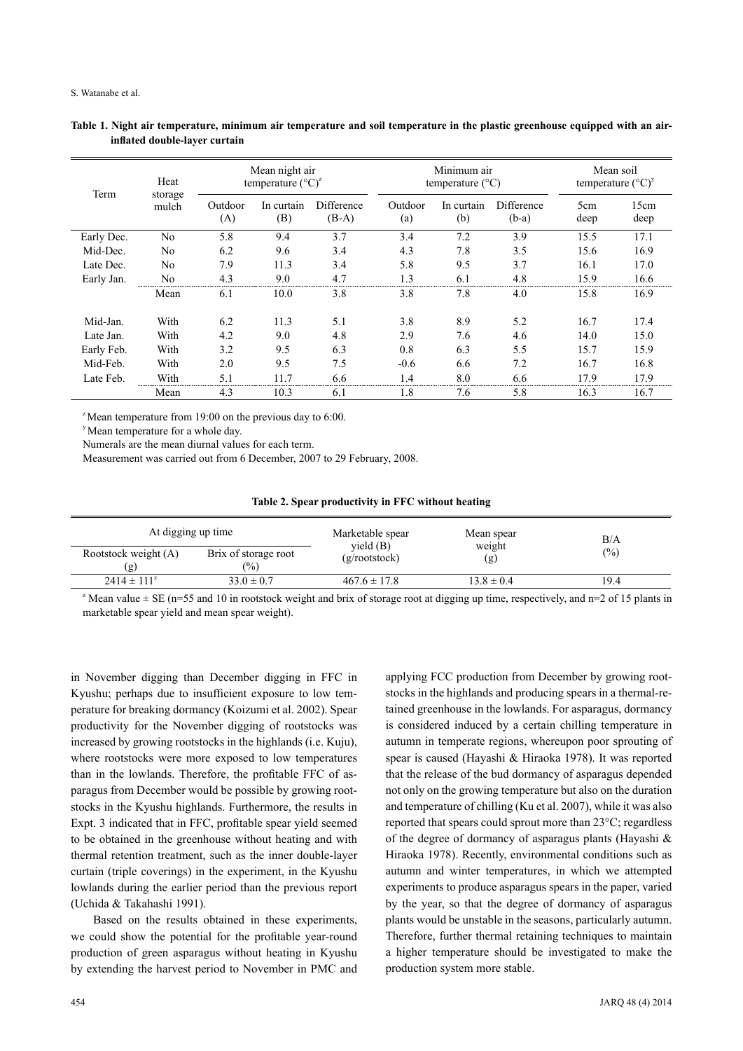**Table 1. Night air temperature, minimum air temperature and soil temperature in the plastic greenhouse equipped with an air-inflated double-layer curtain**

| Term | Heat storage mulch | Mean night air temperature (°C)[z] | | | Minimum air temperature (°C) | | | Mean soil temperature (°C)[y] | |
|---|---|---|---|---|---|---|---|---|---|
| | | Outdoor (A) | In curtain (B) | Difference (B-A) | Outdoor (a) | In curtain (b) | Difference (b-a) | 5cm deep | 15cm deep |
| Early Dec. | No | 5.8 | 9.4 | 3.7 | 3.4 | 7.2 | 3.9 | 15.5 | 17.1 |
| Mid-Dec. | No | 6.2 | 9.6 | 3.4 | 4.3 | 7.8 | 3.5 | 15.6 | 16.9 |
| Late Dec. | No | 7.9 | 11.3 | 3.4 | 5.8 | 9.5 | 3.7 | 16.1 | 17.0 |
| Early Jan. | No | 4.3 | 9.0 | 4.7 | 1.3 | 6.1 | 4.8 | 15.9 | 16.6 |
| | Mean | 6.1 | 10.0 | 3.8 | 3.8 | 7.8 | 4.0 | 15.8 | 16.9 |
| Mid-Jan. | With | 6.2 | 11.3 | 5.1 | 3.8 | 8.9 | 5.2 | 16.7 | 17.4 |
| Late Jan. | With | 4.2 | 9.0 | 4.8 | 2.9 | 7.6 | 4.6 | 14.0 | 15.0 |
| Early Feb. | With | 3.2 | 9.5 | 6.3 | 0.8 | 6.3 | 5.5 | 15.7 | 15.9 |
| Mid-Feb. | With | 2.0 | 9.5 | 7.5 | -0.6 | 6.6 | 7.2 | 16.7 | 16.8 |
| Late Feb. | With | 5.1 | 11.7 | 6.6 | 1.4 | 8.0 | 6.6 | 17.9 | 17.9 |
| | Mean | 4.3 | 10.3 | 6.1 | 1.8 | 7.6 | 5.8 | 16.3 | 16.7 |

[z] Mean temperature from 19:00 on the previous day to 6:00.
[y] Mean temperature for a whole day.
Numerals are the mean diurnal values for each term.
Measurement was carried out from 6 December, 2007 to 29 February, 2008.

**Table 2. Spear productivity in FFC without heating**

| At digging up time | | Marketable spear yield (B) (g/rootstock) | Mean spear weight (g) | B/A (%) |
|---|---|---|---|---|
| Rootstock weight (A) (g) | Brix of storage root (%) | | | |
| 2414 ± 111[z] | 33.0 ± 0.7 | 467.6 ± 17.8 | 13.8 ± 0.4 | 19.4 |

[z] Mean value ± SE (n=55 and 10 in rootstock weight and brix of storage root at digging up time, respectively, and n=2 of 15 plants in marketable spear yield and mean spear weight).

in November digging than December digging in FFC in Kyushu; perhaps due to insufficient exposure to low temperature for breaking dormancy (Koizumi et al. 2002). Spear productivity for the November digging of rootstocks was increased by growing rootstocks in the highlands (i.e. Kuju), where rootstocks were more exposed to low temperatures than in the lowlands. Therefore, the profitable FFC of asparagus from December would be possible by growing rootstocks in the Kyushu highlands. Furthermore, the results in Expt. 3 indicated that in FFC, profitable spear yield seemed to be obtained in the greenhouse without heating and with thermal retention treatment, such as the inner double-layer curtain (triple coverings) in the experiment, in the Kyushu lowlands during the earlier period than the previous report (Uchida & Takahashi 1991).

Based on the results obtained in these experiments, we could show the potential for the profitable year-round production of green asparagus without heating in Kyushu by extending the harvest period to November in PMC and applying FCC production from December by growing rootstocks in the highlands and producing spears in a thermal-retained greenhouse in the lowlands. For asparagus, dormancy is considered induced by a certain chilling temperature in autumn in temperate regions, whereupon poor sprouting of spear is caused (Hayashi & Hiraoka 1978). It was reported that the release of the bud dormancy of asparagus depended not only on the growing temperature but also on the duration and temperature of chilling (Ku et al. 2007), while it was also reported that spears could sprout more than 23°C; regardless of the degree of dormancy of asparagus plants (Hayashi & Hiraoka 1978). Recently, environmental conditions such as autumn and winter temperatures, in which we attempted experiments to produce asparagus spears in the paper, varied by the year, so that the degree of dormancy of asparagus plants would be unstable in the seasons, particularly autumn. Therefore, further thermal retaining techniques to maintain a higher temperature should be investigated to make the production system more stable.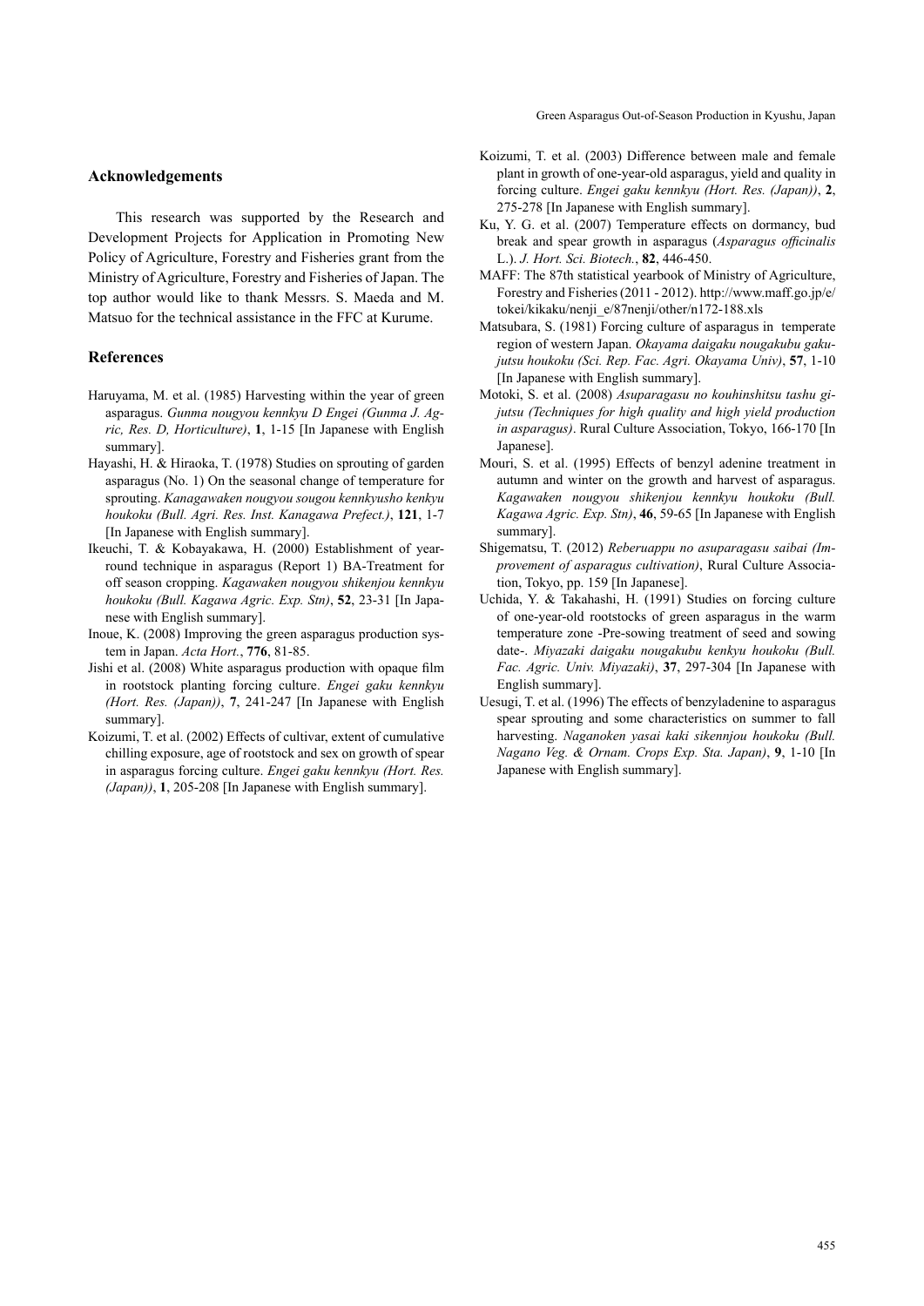## Acknowledgements

This research was supported by the Research and Development Projects for Application in Promoting New Policy of Agriculture, Forestry and Fisheries grant from the Ministry of Agriculture, Forestry and Fisheries of Japan. The top author would like to thank Messrs. S. Maeda and M. Matsuo for the technical assistance in the FFC at Kurume.

## References

Haruyama, M. et al. (1985) Harvesting within the year of green asparagus. *Gunma nougyou kennkyu D Engei (Gunma J. Agric, Res. D, Horticulture)*, **1**, 1-15 [In Japanese with English summary].

Hayashi, H. & Hiraoka, T. (1978) Studies on sprouting of garden asparagus (No. 1) On the seasonal change of temperature for sprouting. *Kanagawaken nougyou sougou kennkyusho kenkyu houkoku (Bull. Agri. Res. Inst. Kanagawa Prefect.)*, **121**, 1-7 [In Japanese with English summary].

Ikeuchi, T. & Kobayakawa, H. (2000) Establishment of year-round technique in asparagus (Report 1) BA-Treatment for off season cropping. *Kagawaken nougyou shikenjou kennkyu houkoku (Bull. Kagawa Agric. Exp. Stn)*, **52**, 23-31 [In Japanese with English summary].

Inoue, K. (2008) Improving the green asparagus production system in Japan. *Acta Hort.*, **776**, 81-85.

Jishi et al. (2008) White asparagus production with opaque film in rootstock planting forcing culture. *Engei gaku kennkyu (Hort. Res. (Japan))*, **7**, 241-247 [In Japanese with English summary].

Koizumi, T. et al. (2002) Effects of cultivar, extent of cumulative chilling exposure, age of rootstock and sex on growth of spear in asparagus forcing culture. *Engei gaku kennkyu (Hort. Res. (Japan))*, **1**, 205-208 [In Japanese with English summary].

Koizumi, T. et al. (2003) Difference between male and female plant in growth of one-year-old asparagus, yield and quality in forcing culture. *Engei gaku kennkyu (Hort. Res. (Japan))*, **2**, 275-278 [In Japanese with English summary].

Ku, Y. G. et al. (2007) Temperature effects on dormancy, bud break and spear growth in asparagus (*Asparagus officinalis* L.). *J. Hort. Sci. Biotech.*, **82**, 446-450.

MAFF: The 87th statistical yearbook of Ministry of Agriculture, Forestry and Fisheries (2011 - 2012). http://www.maff.go.jp/e/tokei/kikaku/nenji_e/87nenji/other/n172-188.xls

Matsubara, S. (1981) Forcing culture of asparagus in temperate region of western Japan. *Okayama daigaku nougakubu gakujutsu houkoku (Sci. Rep. Fac. Agri. Okayama Univ)*, **57**, 1-10 [In Japanese with English summary].

Motoki, S. et al. (2008) *Asuparagasu no kouhinshitsu tashu gijutsu (Techniques for high quality and high yield production in asparagus)*. Rural Culture Association, Tokyo, 166-170 [In Japanese].

Mouri, S. et al. (1995) Effects of benzyl adenine treatment in autumn and winter on the growth and harvest of asparagus. *Kagawaken nougyou shikenjou kennkyu houkoku (Bull. Kagawa Agric. Exp. Stn)*, **46**, 59-65 [In Japanese with English summary].

Shigematsu, T. (2012) *Reberuappu no asuparagasu saibai (Improvement of asparagus cultivation)*, Rural Culture Association, Tokyo, pp. 159 [In Japanese].

Uchida, Y. & Takahashi, H. (1991) Studies on forcing culture of one-year-old rootstocks of green asparagus in the warm temperature zone -Pre-sowing treatment of seed and sowing date-. *Miyazaki daigaku nougakubu kenkyu houkoku (Bull. Fac. Agric. Univ. Miyazaki)*, **37**, 297-304 [In Japanese with English summary].

Uesugi, T. et al. (1996) The effects of benzyladenine to asparagus spear sprouting and some characteristics on summer to fall harvesting. *Naganoken yasai kaki sikennjou houkoku (Bull. Nagano Veg. & Ornam. Crops Exp. Sta. Japan)*, **9**, 1-10 [In Japanese with English summary].